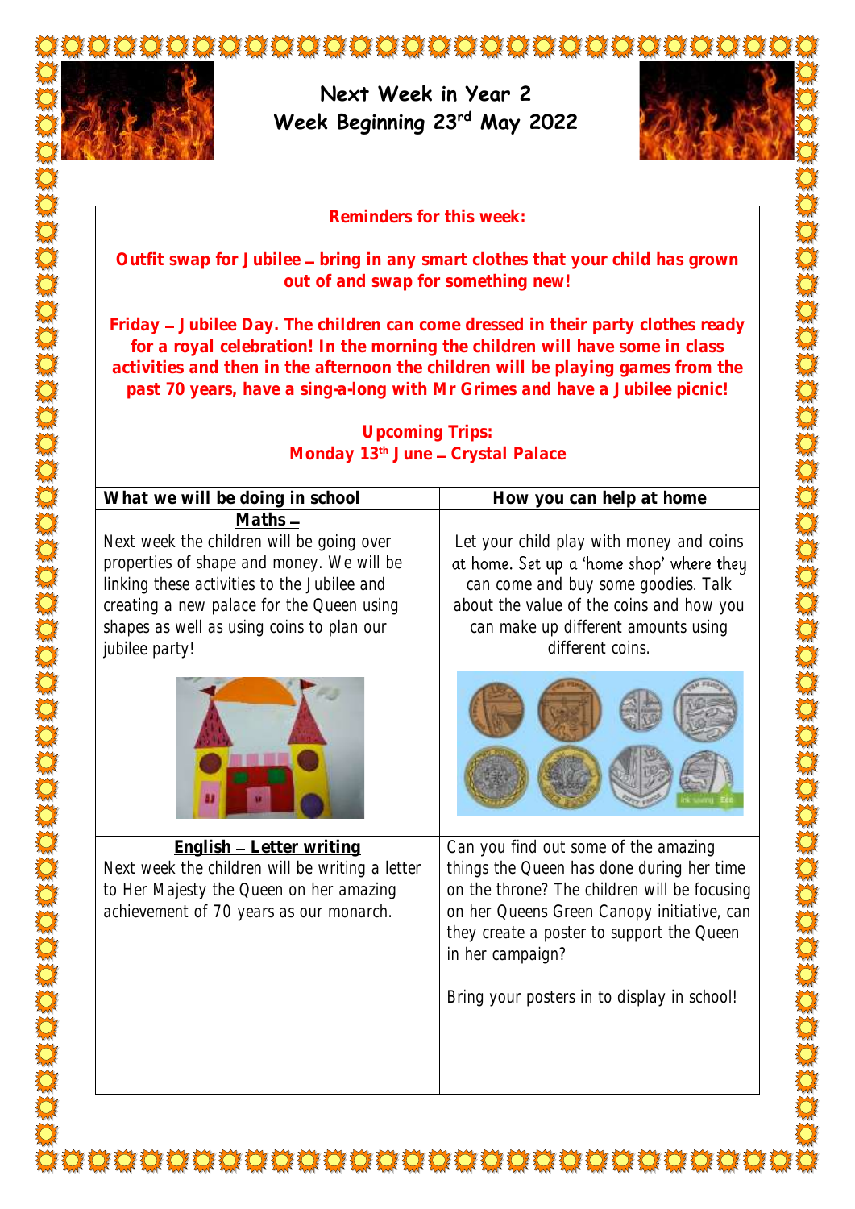# Next Week in Year 2
## Week Beginning 23rd May 2022

**Reminders for this week:**

**Outfit swap for Jubilee – bring in any smart clothes that your child has grown out of and swap for something new!**

**Friday – Jubilee Day. The children can come dressed in their party clothes ready for a royal celebration! In the morning the children will have some in class activities and then in the afternoon the children will be playing games from the past 70 years, have a sing-a-long with Mr Grimes and have a Jubilee picnic!**

**Upcoming Trips:**
**Monday 13th June – Crystal Palace**

| What we will be doing in school | How you can help at home |
|---|---|
| **Maths –** Next week the children will be going over properties of shape and money. We will be linking these activities to the Jubilee and creating a new palace for the Queen using shapes as well as using coins to plan our jubilee party! | Let your child play with money and coins at home. Set up a 'home shop' where they can come and buy some goodies. Talk about the value of the coins and how you can make up different amounts using different coins. |
| **English – Letter writing** Next week the children will be writing a letter to Her Majesty the Queen on her amazing achievement of 70 years as our monarch. | Can you find out some of the amazing things the Queen has done during her time on the throne? The children will be focusing on her Queens Green Canopy initiative, can they create a poster to support the Queen in her campaign? Bring your posters in to display in school! |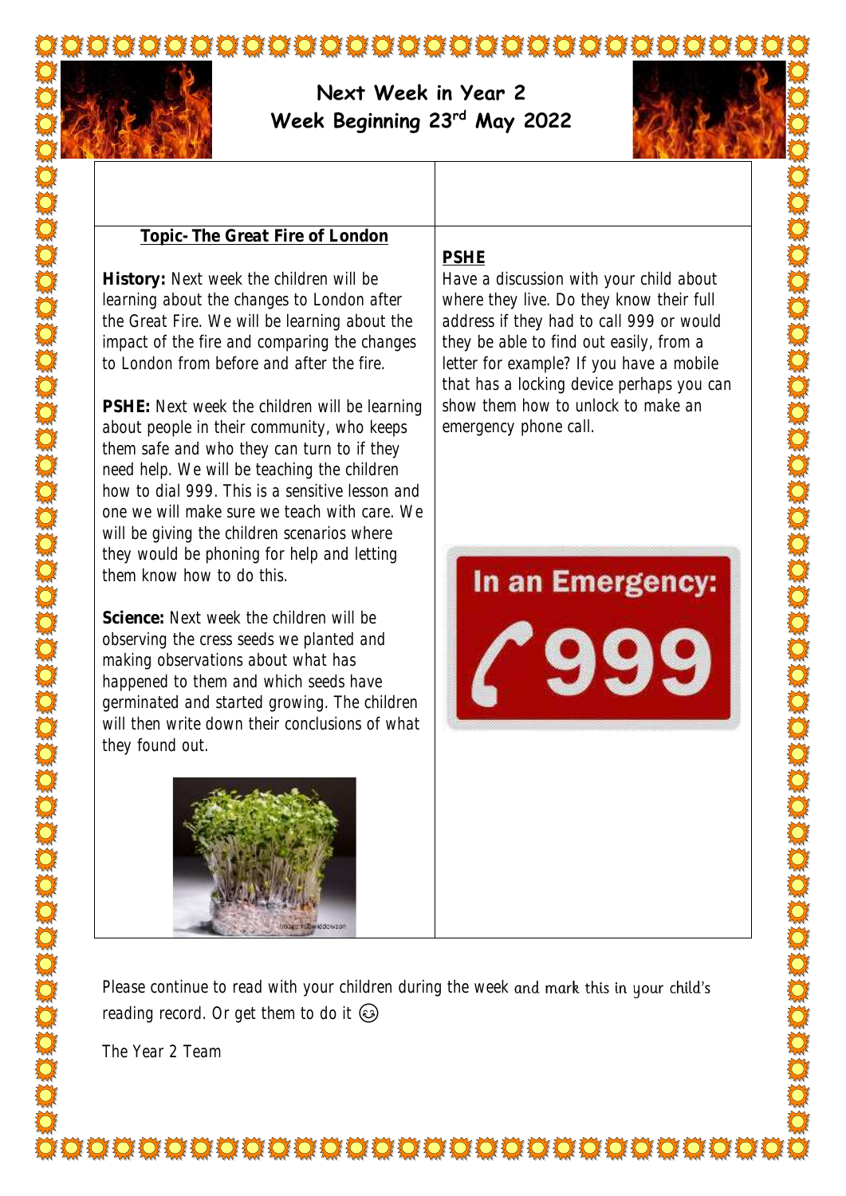# Next Week in Year 2
## Week Beginning 23rd May 2022

**Topic- The Great Fire of London**

**History:** Next week the children will be learning about the changes to London after the Great Fire. We will be learning about the impact of the fire and comparing the changes to London from before and after the fire.

**PSHE:** Next week the children will be learning about people in their community, who keeps them safe and who they can turn to if they need help. We will be teaching the children how to dial 999. This is a sensitive lesson and one we will make sure we teach with care. We will be giving the children scenarios where they would be phoning for help and letting them know how to do this.

**Science:** Next week the children will be observing the cress seeds we planted and making observations about what has happened to them and which seeds have germinated and started growing. The children will then write down their conclusions of what they found out.

**PSHE**

Have a discussion with your child about where they live. Do they know their full address if they had to call 999 or would they be able to find out easily, from a letter for example? If you have a mobile that has a locking device perhaps you can show them how to unlock to make an emergency phone call.

In an Emergency: 999

Please continue to read with your children during the week and mark this in your child's reading record. Or get them to do it 😉

The Year 2 Team